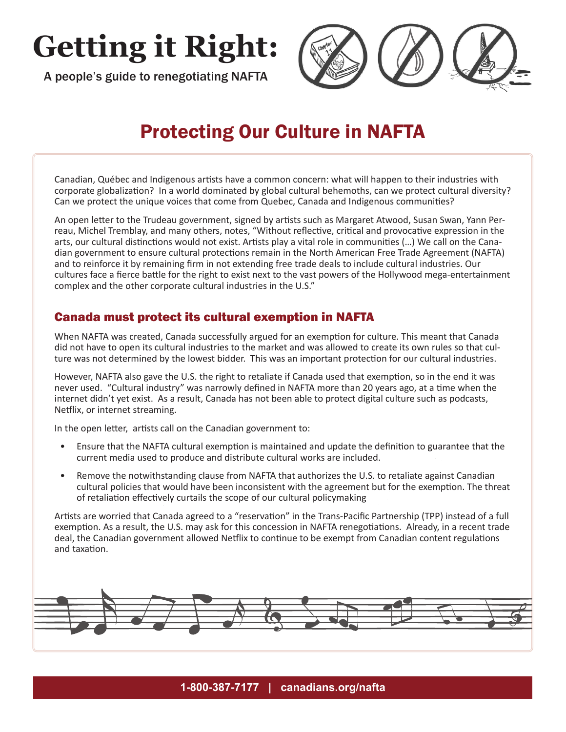# Getting it Right:

A people's guide to renegotiating NAFTA

## Protecting Our Culture in NAFTA

Canadian, Québec and Indigenous artists have a common concern: what will happen to their industries with corporate globalization? In a world dominated by global cultural behemoths, can we protect cultural diversity? Can we protect the unique voices that come from Quebec, Canada and Indigenous communities?

An open letter to the Trudeau government, signed by artists such as Margaret Atwood, Susan Swan, Yann Perreau, Michel Tremblay, and many others, notes, "Without reflective, critical and provocative expression in the arts, our cultural distinctions would not exist. Artists play a vital role in communities (…) We call on the Canadian government to ensure cultural protections remain in the North American Free Trade Agreement (NAFTA) and to reinforce it by remaining firm in not extending free trade deals to include cultural industries. Our cultures face a fierce battle for the right to exist next to the vast powers of the Hollywood mega-entertainment complex and the other corporate cultural industries in the U.S."

### Canada must protect its cultural exemption in NAFTA

When NAFTA was created, Canada successfully argued for an exemption for culture. This meant that Canada did not have to open its cultural industries to the market and was allowed to create its own rules so that culture was not determined by the lowest bidder. This was an important protection for our cultural industries.

However, NAFTA also gave the U.S. the right to retaliate if Canada used that exemption, so in the end it was never used. "Cultural industry" was narrowly defined in NAFTA more than 20 years ago, at a time when the internet didn't yet exist. As a result, Canada has not been able to protect digital culture such as podcasts, Netflix, or internet streaming.

In the open letter, artists call on the Canadian government to:

- Ensure that the NAFTA cultural exemption is maintained and update the definition to guarantee that the current media used to produce and distribute cultural works are included.
- Remove the notwithstanding clause from NAFTA that authorizes the U.S. to retaliate against Canadian cultural policies that would have been inconsistent with the agreement but for the exemption. The threat of retaliation effectively curtails the scope of our cultural policymaking

Artists are worried that Canada agreed to a "reservation" in the Trans-Pacific Partnership (TPP) instead of a full exemption. As a result, the U.S. may ask for this concession in NAFTA renegotiations. Already, in a recent trade deal, the Canadian government allowed Netflix to continue to be exempt from Canadian content regulations and taxation.

1-800-387-7177 | canadians.org/nafta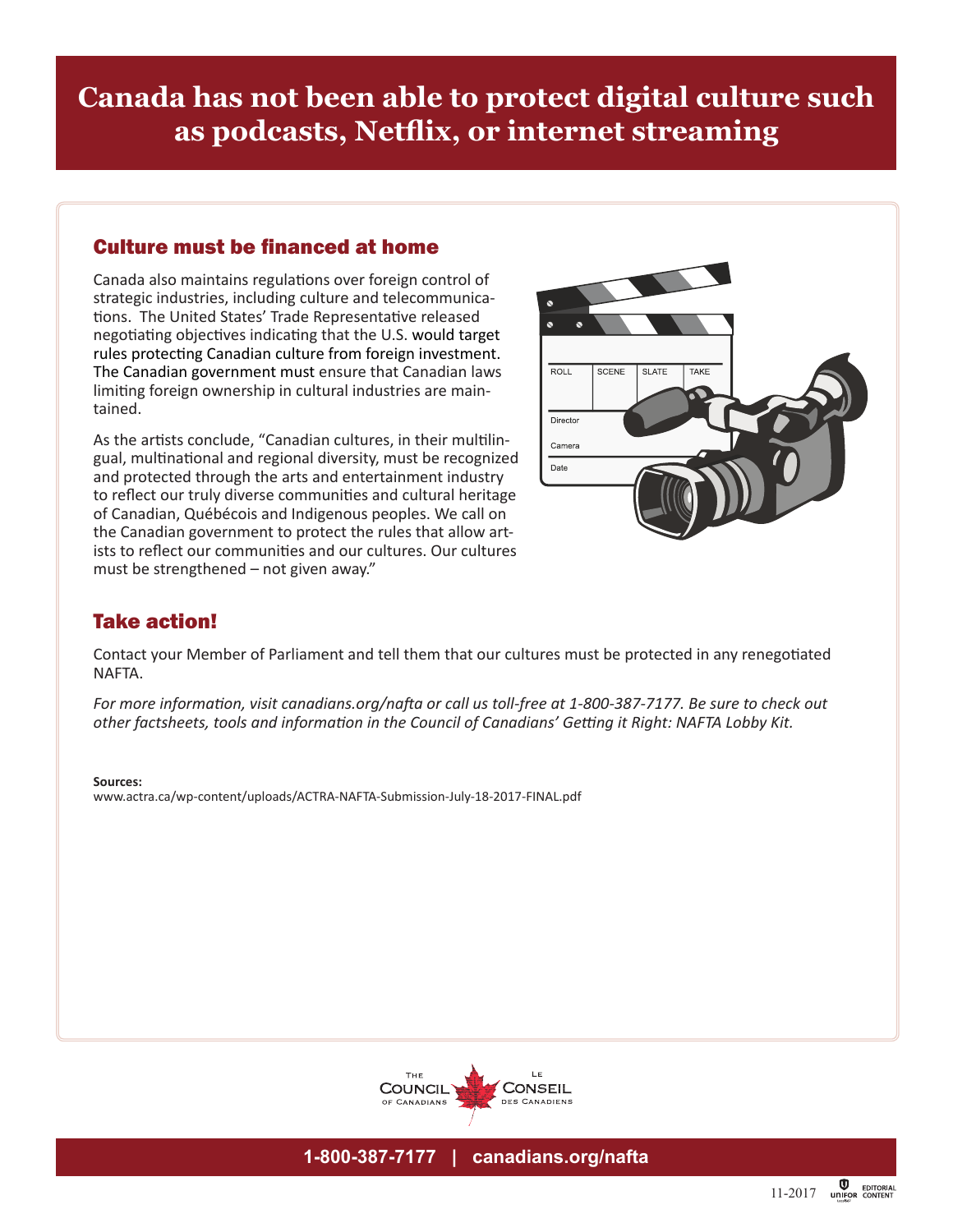# Canada has not been able to protect digital culture such as podcasts, Netflix, or internet streaming

## Culture must be financed at home

Canada also maintains regulations over foreign control of strategic industries, including culture and telecommunications. The United States' Trade Representative released negotiating objectives indicating that the U.S. would target rules protecting Canadian culture from foreign investment. The Canadian government must ensure that Canadian laws limiting foreign ownership in cultural industries are maintained.

As the artists conclude, "Canadian cultures, in their multilingual, multinational and regional diversity, must be recognized and protected through the arts and entertainment industry to reflect our truly diverse communities and cultural heritage of Canadian, Québécois and Indigenous peoples. We call on the Canadian government to protect the rules that allow artists to reflect our communities and our cultures. Our cultures must be strengthened – not given away."

## Take action!

Contact your Member of Parliament and tell them that our cultures must be protected in any renegotiated NAFTA.

*For more information, visit canadians.org/nafta or call us toll-free at 1-800-387-7177. Be sure to check out other factsheets, tools and information in the Council of Canadians' Getting it Right: NAFTA Lobby Kit.*

**Sources:**
www.actra.ca/wp-content/uploads/ACTRA-NAFTA-Submission-July-18-2017-FINAL.pdf

The Council of Canadians | Le Conseil des Canadiens

**1-800-387-7177 | canadians.org/nafta**

11-2017